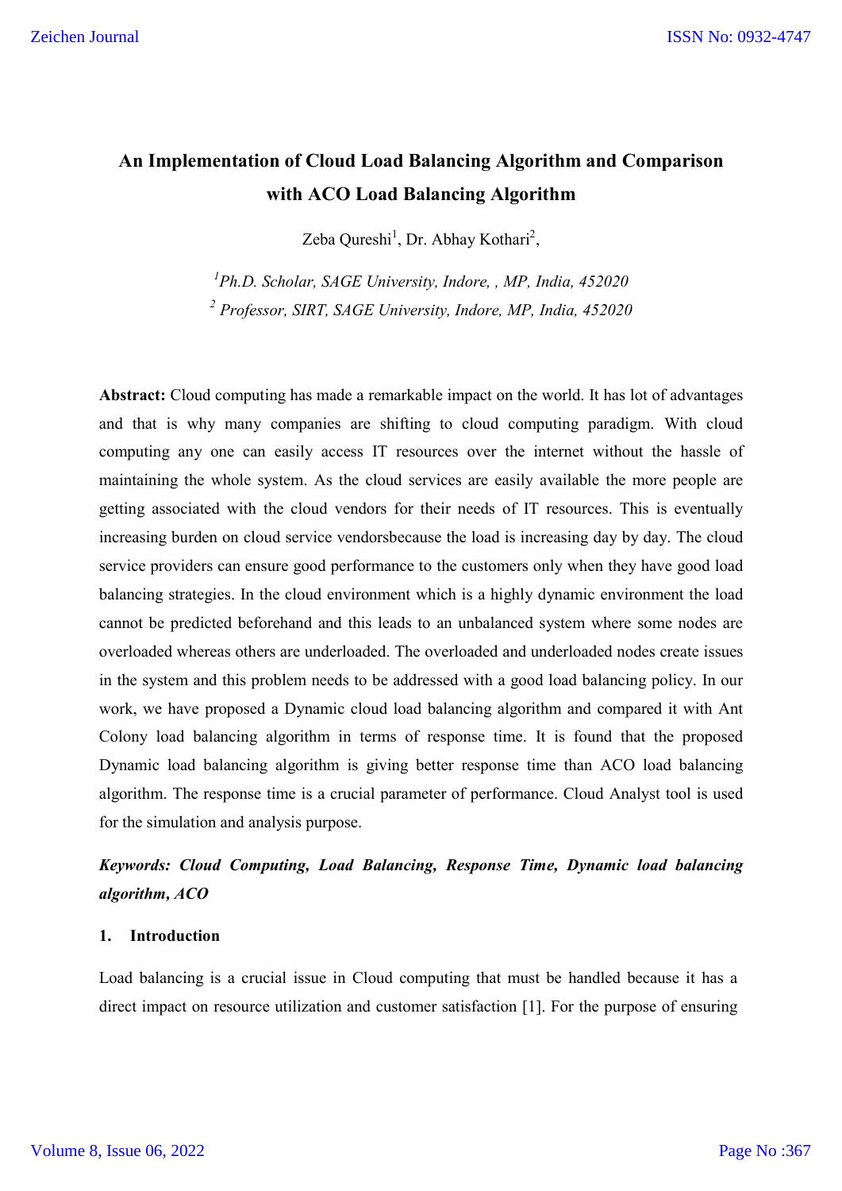# An Implementation of Cloud Load Balancing Algorithm and Comparison with ACO Load Balancing Algorithm

Zeba Qureshi[1], Dr. Abhay Kothari[2],

*[1]Ph.D. Scholar, SAGE University, Indore, , MP, India, 452020*

*[2] Professor, SIRT, SAGE University, Indore, MP, India, 452020*

**Abstract:** Cloud computing has made a remarkable impact on the world. It has lot of advantages and that is why many companies are shifting to cloud computing paradigm. With cloud computing any one can easily access IT resources over the internet without the hassle of maintaining the whole system. As the cloud services are easily available the more people are getting associated with the cloud vendors for their needs of IT resources. This is eventually increasing burden on cloud service vendorsbecause the load is increasing day by day. The cloud service providers can ensure good performance to the customers only when they have good load balancing strategies. In the cloud environment which is a highly dynamic environment the load cannot be predicted beforehand and this leads to an unbalanced system where some nodes are overloaded whereas others are underloaded. The overloaded and underloaded nodes create issues in the system and this problem needs to be addressed with a good load balancing policy. In our work, we have proposed a Dynamic cloud load balancing algorithm and compared it with Ant Colony load balancing algorithm in terms of response time. It is found that the proposed Dynamic load balancing algorithm is giving better response time than ACO load balancing algorithm. The response time is a crucial parameter of performance. Cloud Analyst tool is used for the simulation and analysis purpose.

***Keywords: Cloud Computing, Load Balancing, Response Time, Dynamic load balancing algorithm, ACO***

## 1. Introduction

Load balancing is a crucial issue in Cloud computing that must be handled because it has a direct impact on resource utilization and customer satisfaction [1]. For the purpose of ensuring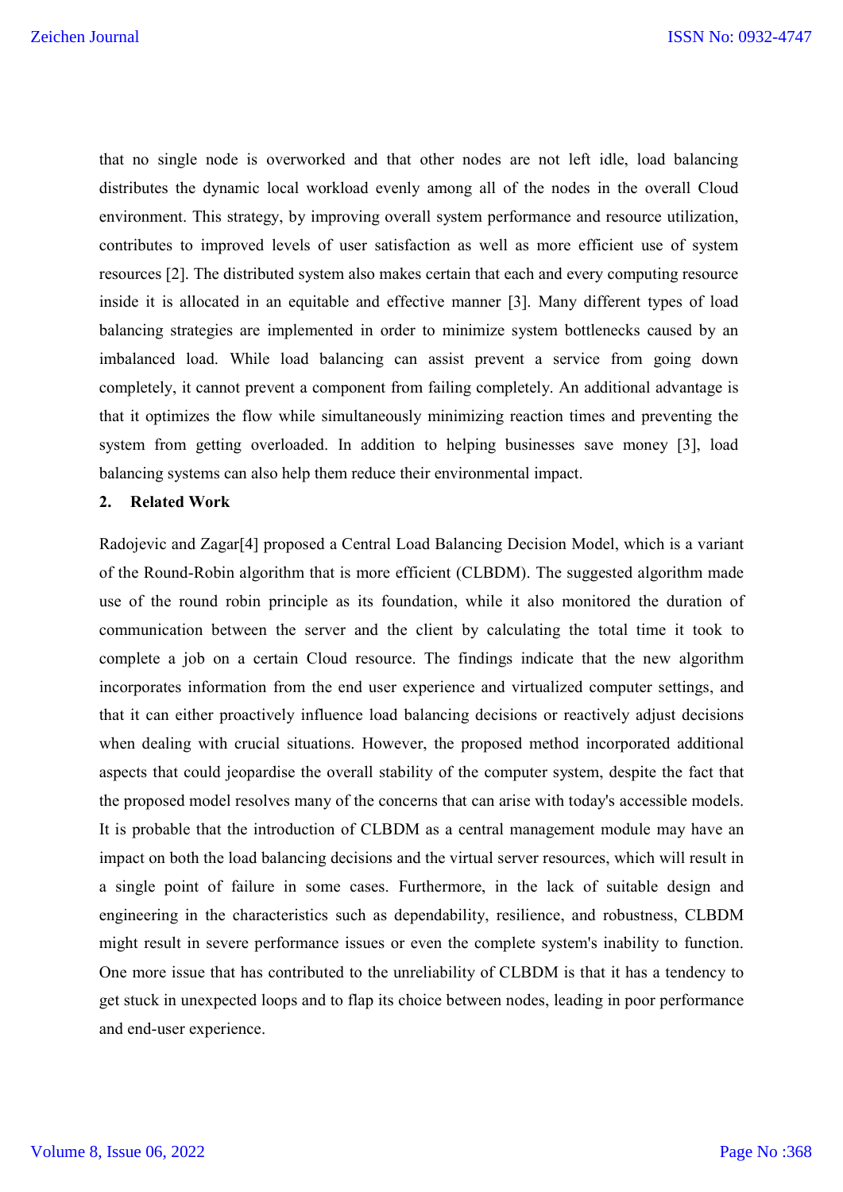that no single node is overworked and that other nodes are not left idle, load balancing distributes the dynamic local workload evenly among all of the nodes in the overall Cloud environment. This strategy, by improving overall system performance and resource utilization, contributes to improved levels of user satisfaction as well as more efficient use of system resources [2]. The distributed system also makes certain that each and every computing resource inside it is allocated in an equitable and effective manner [3]. Many different types of load balancing strategies are implemented in order to minimize system bottlenecks caused by an imbalanced load. While load balancing can assist prevent a service from going down completely, it cannot prevent a component from failing completely. An additional advantage is that it optimizes the flow while simultaneously minimizing reaction times and preventing the system from getting overloaded. In addition to helping businesses save money [3], load balancing systems can also help them reduce their environmental impact.

## 2. Related Work

Radojevic and Zagar[4] proposed a Central Load Balancing Decision Model, which is a variant of the Round-Robin algorithm that is more efficient (CLBDM). The suggested algorithm made use of the round robin principle as its foundation, while it also monitored the duration of communication between the server and the client by calculating the total time it took to complete a job on a certain Cloud resource. The findings indicate that the new algorithm incorporates information from the end user experience and virtualized computer settings, and that it can either proactively influence load balancing decisions or reactively adjust decisions when dealing with crucial situations. However, the proposed method incorporated additional aspects that could jeopardise the overall stability of the computer system, despite the fact that the proposed model resolves many of the concerns that can arise with today's accessible models. It is probable that the introduction of CLBDM as a central management module may have an impact on both the load balancing decisions and the virtual server resources, which will result in a single point of failure in some cases. Furthermore, in the lack of suitable design and engineering in the characteristics such as dependability, resilience, and robustness, CLBDM might result in severe performance issues or even the complete system's inability to function. One more issue that has contributed to the unreliability of CLBDM is that it has a tendency to get stuck in unexpected loops and to flap its choice between nodes, leading in poor performance and end-user experience.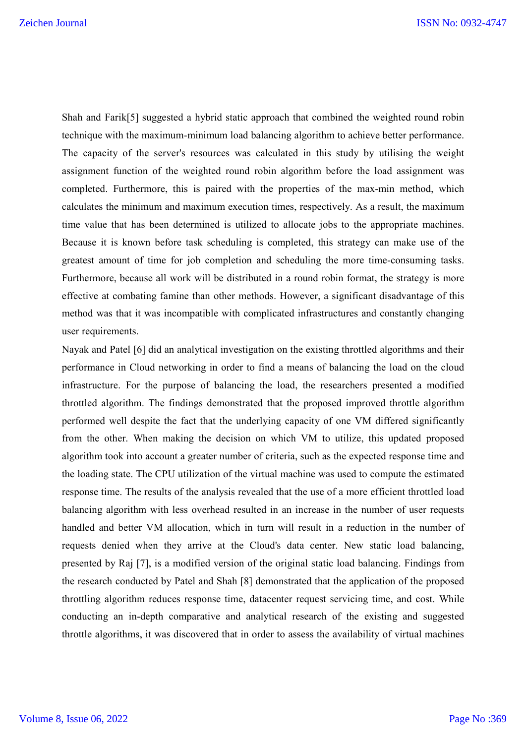Shah and Farik[5] suggested a hybrid static approach that combined the weighted round robin technique with the maximum-minimum load balancing algorithm to achieve better performance. The capacity of the server's resources was calculated in this study by utilising the weight assignment function of the weighted round robin algorithm before the load assignment was completed. Furthermore, this is paired with the properties of the max-min method, which calculates the minimum and maximum execution times, respectively. As a result, the maximum time value that has been determined is utilized to allocate jobs to the appropriate machines. Because it is known before task scheduling is completed, this strategy can make use of the greatest amount of time for job completion and scheduling the more time-consuming tasks. Furthermore, because all work will be distributed in a round robin format, the strategy is more effective at combating famine than other methods. However, a significant disadvantage of this method was that it was incompatible with complicated infrastructures and constantly changing user requirements.

Nayak and Patel [6] did an analytical investigation on the existing throttled algorithms and their performance in Cloud networking in order to find a means of balancing the load on the cloud infrastructure. For the purpose of balancing the load, the researchers presented a modified throttled algorithm. The findings demonstrated that the proposed improved throttle algorithm performed well despite the fact that the underlying capacity of one VM differed significantly from the other. When making the decision on which VM to utilize, this updated proposed algorithm took into account a greater number of criteria, such as the expected response time and the loading state. The CPU utilization of the virtual machine was used to compute the estimated response time. The results of the analysis revealed that the use of a more efficient throttled load balancing algorithm with less overhead resulted in an increase in the number of user requests handled and better VM allocation, which in turn will result in a reduction in the number of requests denied when they arrive at the Cloud's data center. New static load balancing, presented by Raj [7], is a modified version of the original static load balancing. Findings from the research conducted by Patel and Shah [8] demonstrated that the application of the proposed throttling algorithm reduces response time, datacenter request servicing time, and cost. While conducting an in-depth comparative and analytical research of the existing and suggested throttle algorithms, it was discovered that in order to assess the availability of virtual machines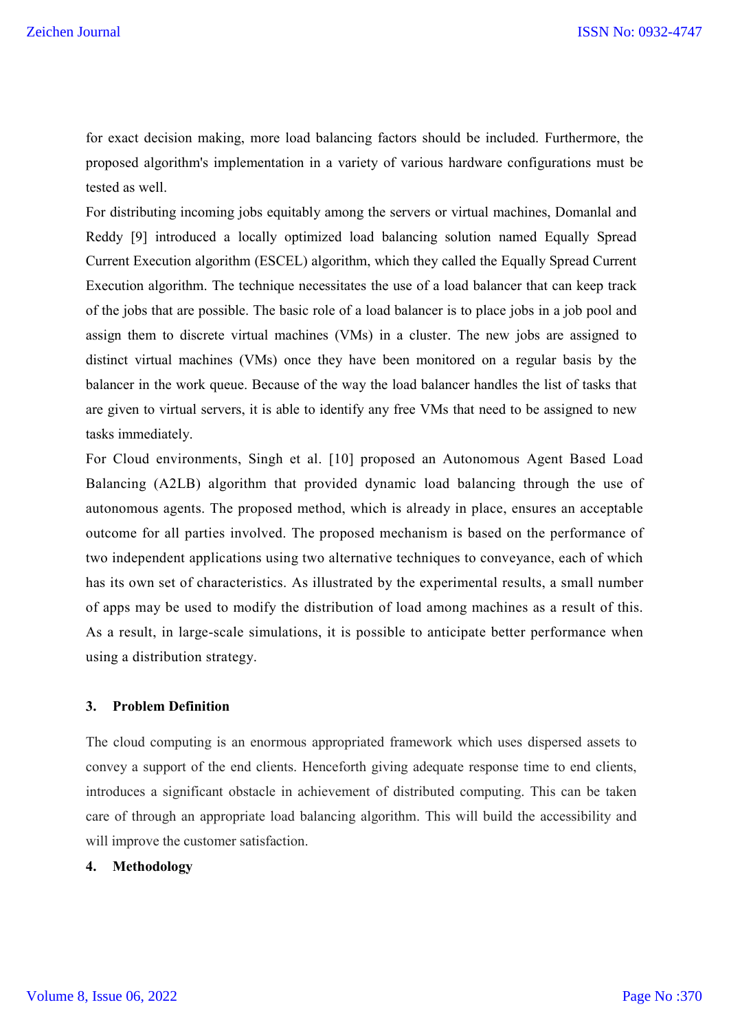for exact decision making, more load balancing factors should be included. Furthermore, the proposed algorithm's implementation in a variety of various hardware configurations must be tested as well.

For distributing incoming jobs equitably among the servers or virtual machines, Domanlal and Reddy [9] introduced a locally optimized load balancing solution named Equally Spread Current Execution algorithm (ESCEL) algorithm, which they called the Equally Spread Current Execution algorithm. The technique necessitates the use of a load balancer that can keep track of the jobs that are possible. The basic role of a load balancer is to place jobs in a job pool and assign them to discrete virtual machines (VMs) in a cluster. The new jobs are assigned to distinct virtual machines (VMs) once they have been monitored on a regular basis by the balancer in the work queue. Because of the way the load balancer handles the list of tasks that are given to virtual servers, it is able to identify any free VMs that need to be assigned to new tasks immediately.

For Cloud environments, Singh et al. [10] proposed an Autonomous Agent Based Load Balancing (A2LB) algorithm that provided dynamic load balancing through the use of autonomous agents. The proposed method, which is already in place, ensures an acceptable outcome for all parties involved. The proposed mechanism is based on the performance of two independent applications using two alternative techniques to conveyance, each of which has its own set of characteristics. As illustrated by the experimental results, a small number of apps may be used to modify the distribution of load among machines as a result of this. As a result, in large-scale simulations, it is possible to anticipate better performance when using a distribution strategy.

## 3. Problem Definition

The cloud computing is an enormous appropriated framework which uses dispersed assets to convey a support of the end clients. Henceforth giving adequate response time to end clients, introduces a significant obstacle in achievement of distributed computing. This can be taken care of through an appropriate load balancing algorithm. This will build the accessibility and will improve the customer satisfaction.

## 4. Methodology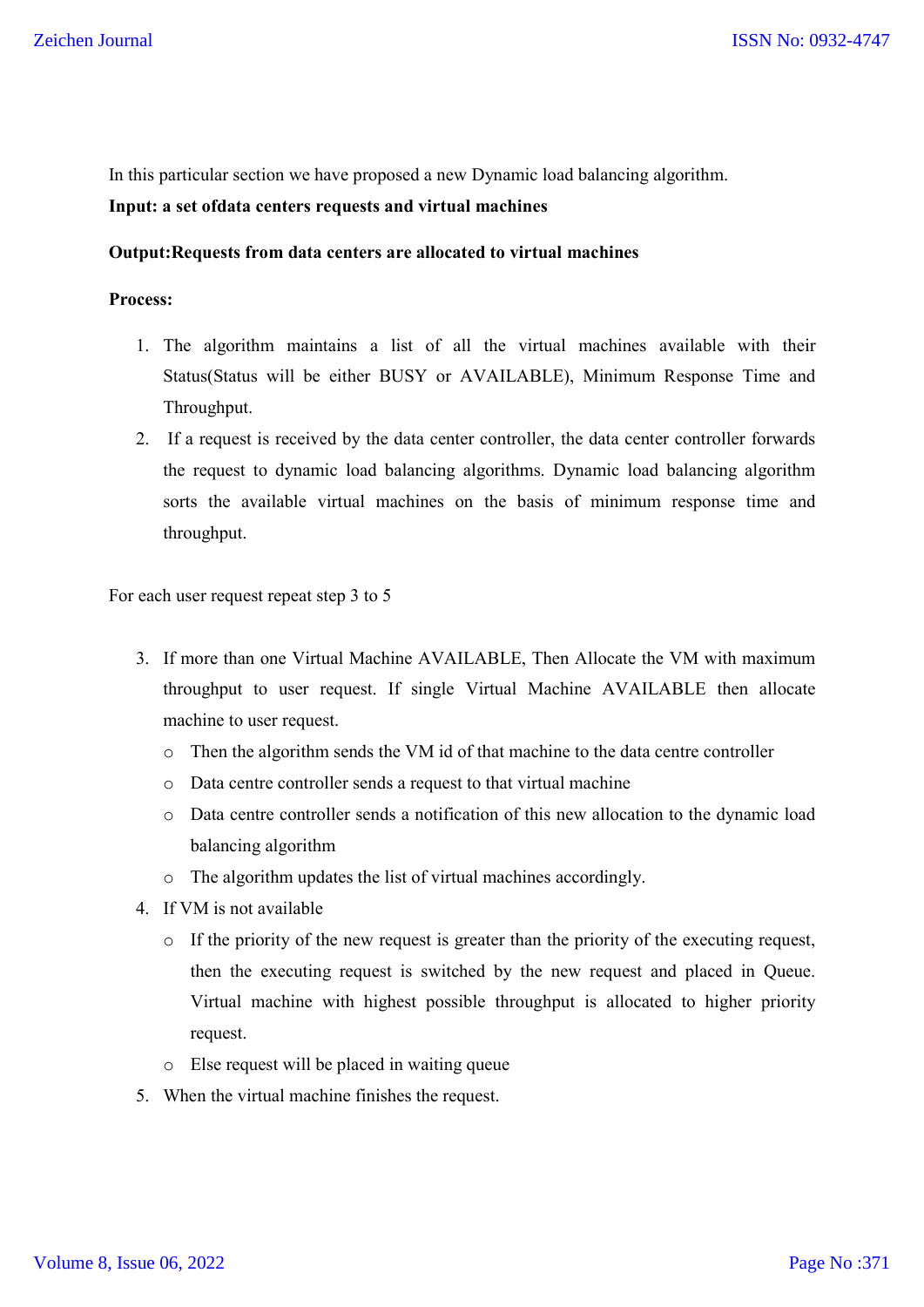In this particular section we have proposed a new Dynamic load balancing algorithm.

**Input: a set ofdata centers requests and virtual machines**

**Output:Requests from data centers are allocated to virtual machines**

**Process:**

1. The algorithm maintains a list of all the virtual machines available with their Status(Status will be either BUSY or AVAILABLE), Minimum Response Time and Throughput.
2. If a request is received by the data center controller, the data center controller forwards the request to dynamic load balancing algorithms. Dynamic load balancing algorithm sorts the available virtual machines on the basis of minimum response time and throughput.

For each user request repeat step 3 to 5

3. If more than one Virtual Machine AVAILABLE, Then Allocate the VM with maximum throughput to user request. If single Virtual Machine AVAILABLE then allocate machine to user request.
   - Then the algorithm sends the VM id of that machine to the data centre controller
   - Data centre controller sends a request to that virtual machine
   - Data centre controller sends a notification of this new allocation to the dynamic load balancing algorithm
   - The algorithm updates the list of virtual machines accordingly.
4. If VM is not available
   - If the priority of the new request is greater than the priority of the executing request, then the executing request is switched by the new request and placed in Queue. Virtual machine with highest possible throughput is allocated to higher priority request.
   - Else request will be placed in waiting queue
5. When the virtual machine finishes the request.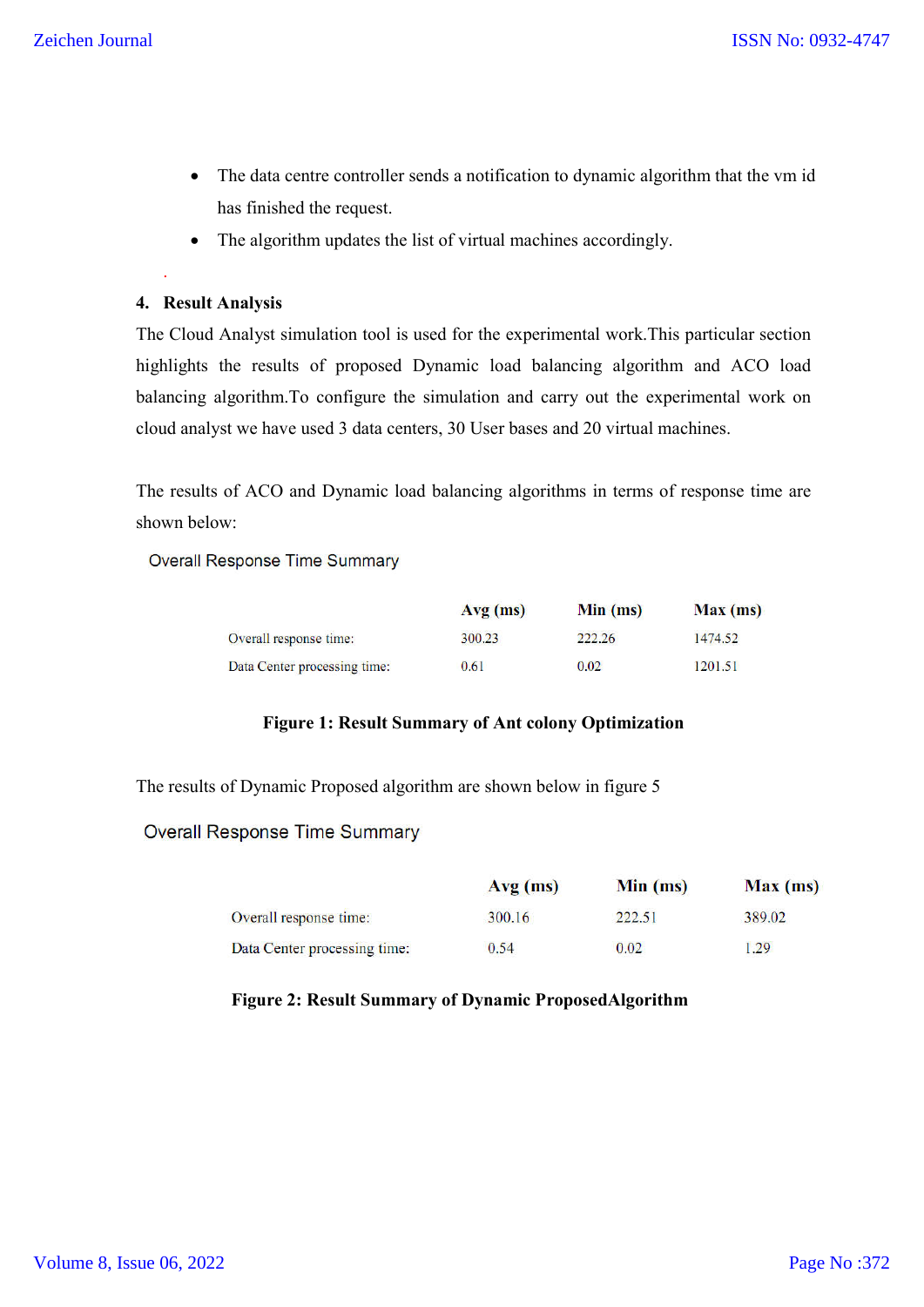- The data centre controller sends a notification to dynamic algorithm that the vm id has finished the request.
- The algorithm updates the list of virtual machines accordingly.

.

## 4. Result Analysis

The Cloud Analyst simulation tool is used for the experimental work.This particular section highlights the results of proposed Dynamic load balancing algorithm and ACO load balancing algorithm.To configure the simulation and carry out the experimental work on cloud analyst we have used 3 data centers, 30 User bases and 20 virtual machines.

The results of ACO and Dynamic load balancing algorithms in terms of response time are shown below:

Overall Response Time Summary

| | Avg (ms) | Min (ms) | Max (ms) |
|---|---|---|---|
| Overall response time: | 300.23 | 222.26 | 1474.52 |
| Data Center processing time: | 0.61 | 0.02 | 1201.51 |

**Figure 1: Result Summary of Ant colony Optimization**

The results of Dynamic Proposed algorithm are shown below in figure 5

Overall Response Time Summary

| | Avg (ms) | Min (ms) | Max (ms) |
|---|---|---|---|
| Overall response time: | 300.16 | 222.51 | 389.02 |
| Data Center processing time: | 0.54 | 0.02 | 1.29 |

**Figure 2: Result Summary of Dynamic ProposedAlgorithm**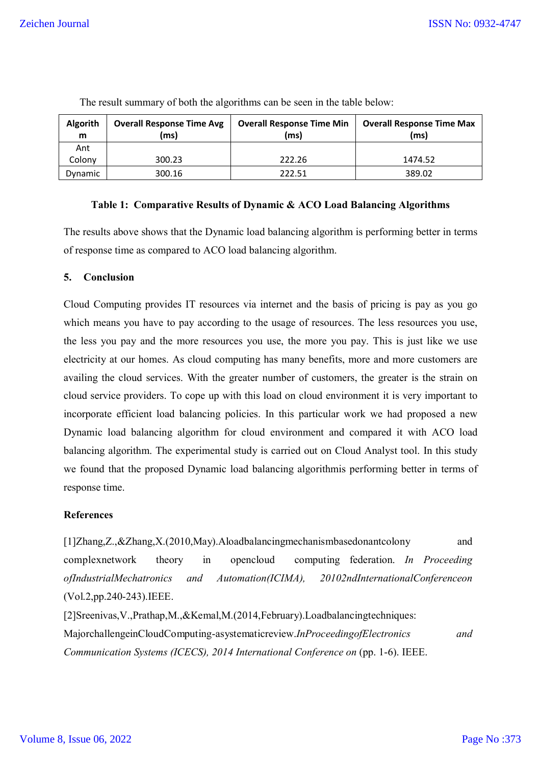The result summary of both the algorithms can be seen in the table below:

| Algorithm | Overall Response Time Avg (ms) | Overall Response Time Min (ms) | Overall Response Time Max (ms) |
|---|---|---|---|
| Ant Colony | 300.23 | 222.26 | 1474.52 |
| Dynamic | 300.16 | 222.51 | 389.02 |

**Table 1: Comparative Results of Dynamic & ACO Load Balancing Algorithms**

The results above shows that the Dynamic load balancing algorithm is performing better in terms of response time as compared to ACO load balancing algorithm.

## 5. Conclusion

Cloud Computing provides IT resources via internet and the basis of pricing is pay as you go which means you have to pay according to the usage of resources. The less resources you use, the less you pay and the more resources you use, the more you pay. This is just like we use electricity at our homes. As cloud computing has many benefits, more and more customers are availing the cloud services. With the greater number of customers, the greater is the strain on cloud service providers. To cope up with this load on cloud environment it is very important to incorporate efficient load balancing policies. In this particular work we had proposed a new Dynamic load balancing algorithm for cloud environment and compared it with ACO load balancing algorithm. The experimental study is carried out on Cloud Analyst tool. In this study we found that the proposed Dynamic load balancing algorithmis performing better in terms of response time.

## References

[1]Zhang,Z.,&Zhang,X.(2010,May).Aloadbalancingmechanismbasedonantcolony and complexnetwork theory in opencloud computing federation. *In Proceeding ofIndustrialMechatronics and Automation(ICIMA), 20102ndInternationalConferenceon* (Vol.2,pp.240-243).IEEE.

[2]Sreenivas,V.,Prathap,M.,&Kemal,M.(2014,February).Loadbalancingtechniques: MajorchallengeinCloudComputing-asystematicreview.*InProceedingofElectronics and Communication Systems (ICECS), 2014 International Conference on* (pp. 1-6). IEEE.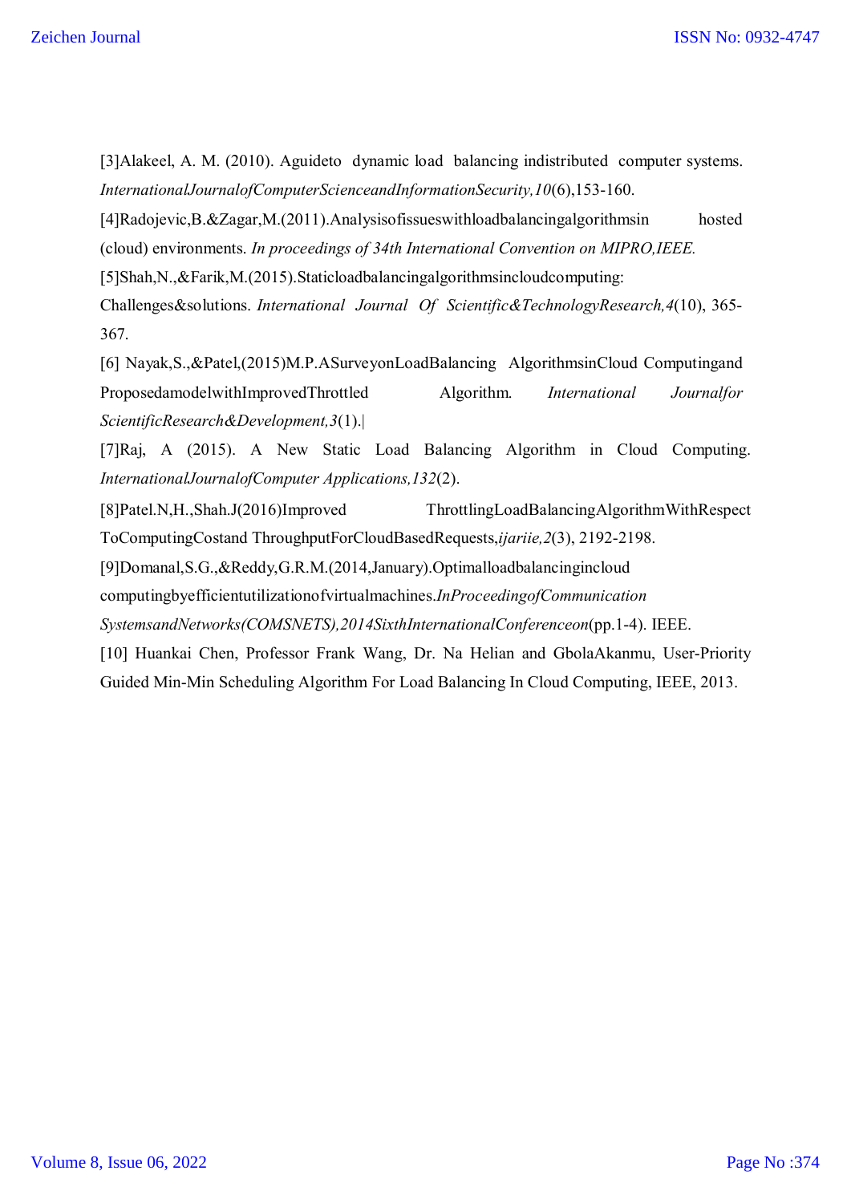[3]Alakeel, A. M. (2010). Aguideto dynamic load balancing indistributed computer systems. *InternationalJournalofComputerScienceandInformationSecurity,10*(6),153-160.

[4]Radojevic,B.&Zagar,M.(2011).Analysisofissueswithloadbalancingalgorithmsin hosted (cloud) environments. *In proceedings of 34th International Convention on MIPRO,IEEE.*

[5]Shah,N.,&Farik,M.(2015).Staticloadbalancingalgorithmsincloudcomputing: Challenges&solutions. *International Journal Of Scientific&TechnologyResearch,4*(10), 365-367.

[6] Nayak,S.,&Patel,(2015)M.P.ASurveyonLoadBalancing AlgorithmsinCloud Computingand ProposedamodelwithImprovedThrottled Algorithm. *International Journalfor ScientificResearch&Development,3*(1).|

[7]Raj, A (2015). A New Static Load Balancing Algorithm in Cloud Computing. *InternationalJournalofComputer Applications,132*(2).

[8]Patel.N,H.,Shah.J(2016)Improved ThrottlingLoadBalancingAlgorithmWithRespect ToComputingCostand ThroughputForCloudBasedRequests,*ijariie,2*(3), 2192-2198.

[9]Domanal,S.G.,&Reddy,G.R.M.(2014,January).Optimalloadbalancingincloud computingbyefficientutilizationofvirtualmachines.*InProceedingofCommunication SystemsandNetworks(COMSNETS),2014SixthInternationalConferenceon*(pp.1-4). IEEE.

[10] Huankai Chen, Professor Frank Wang, Dr. Na Helian and GbolaAkanmu, User-Priority Guided Min-Min Scheduling Algorithm For Load Balancing In Cloud Computing, IEEE, 2013.